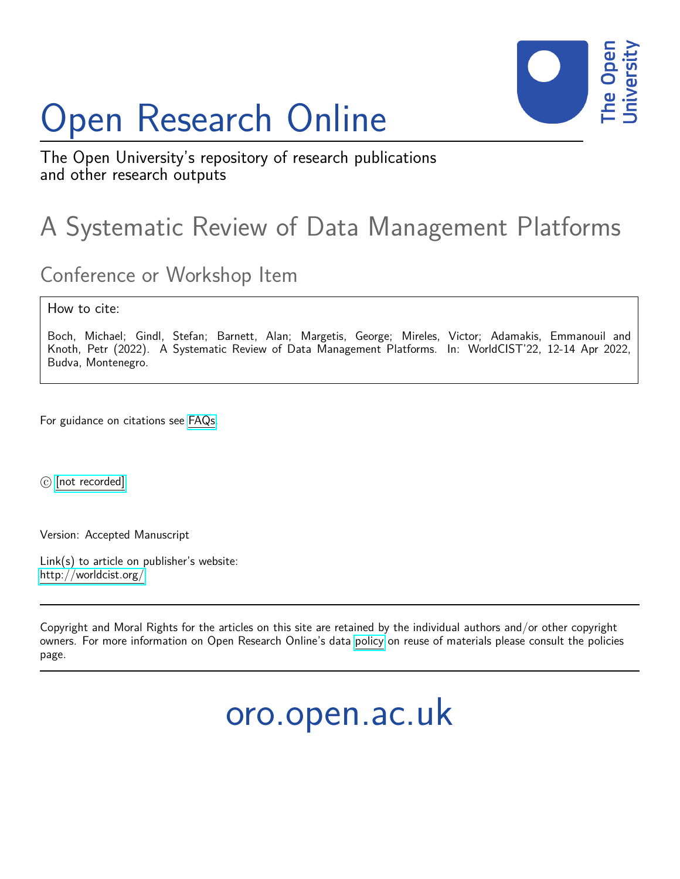# Open Research Online

The Open University's repository of research publications and other research outputs

## A Systematic Review of Data Management Platforms

### Conference or Workshop Item

How to cite:

Boch, Michael; Gindl, Stefan; Barnett, Alan; Margetis, George; Mireles, Victor; Adamakis, Emmanouil and Knoth, Petr (2022). A Systematic Review of Data Management Platforms. In: WorldCIST'22, 12-14 Apr 2022, Budva, Montenegro.

For guidance on citations see FAQs.

© [not recorded]

Version: Accepted Manuscript

Link(s) to article on publisher's website:
http://worldcist.org/

Copyright and Moral Rights for the articles on this site are retained by the individual authors and/or other copyright owners. For more information on Open Research Online's data policy on reuse of materials please consult the policies page.

oro.open.ac.uk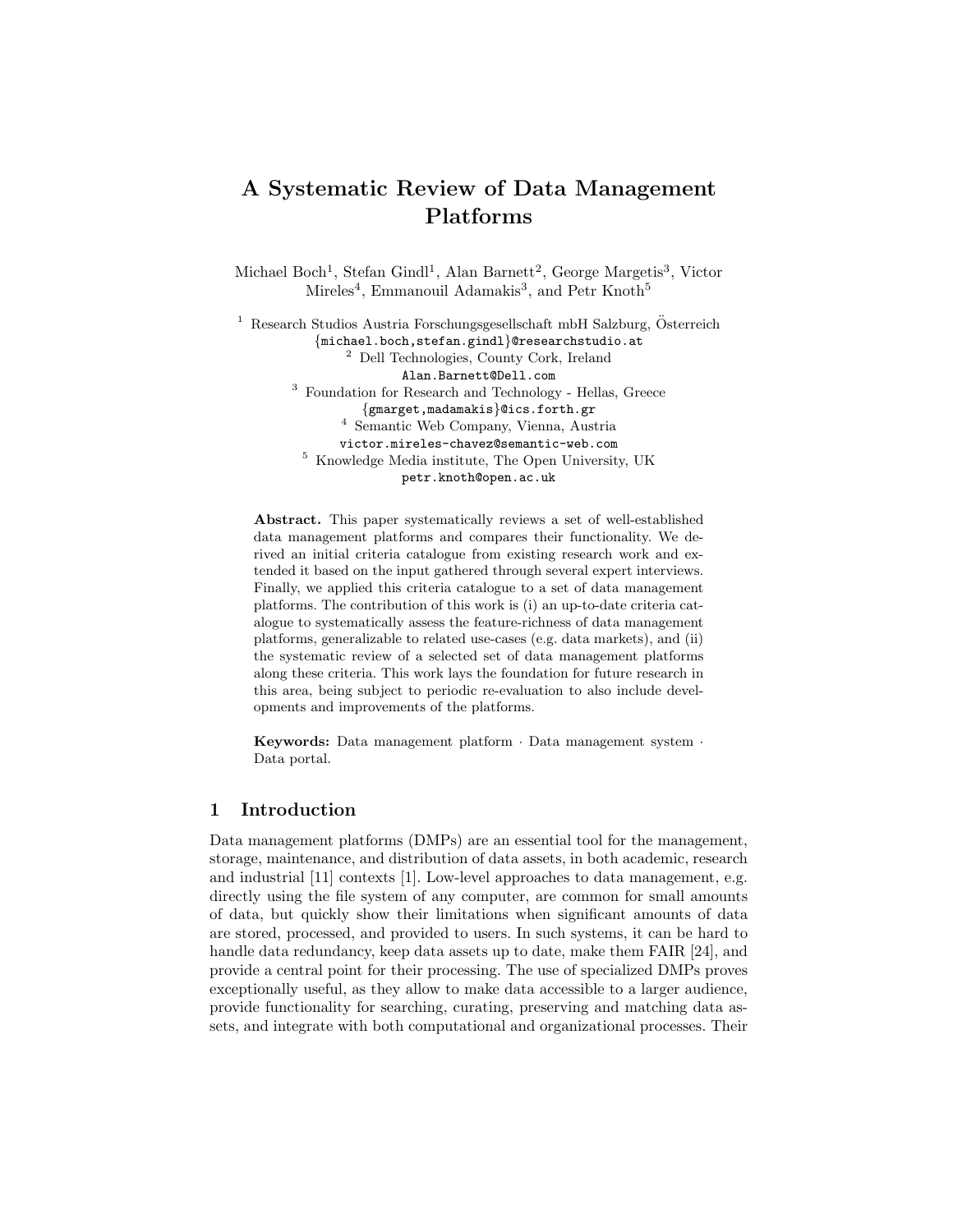# A Systematic Review of Data Management Platforms

Michael Boch[1], Stefan Gindl[1], Alan Barnett[2], George Margetis[3], Victor Mireles[4], Emmanouil Adamakis[3], and Petr Knoth[5]

[1] Research Studios Austria Forschungsgesellschaft mbH Salzburg, Österreich
{michael.boch,stefan.gindl}@researchstudio.at

[2] Dell Technologies, County Cork, Ireland
Alan.Barnett@Dell.com

[3] Foundation for Research and Technology - Hellas, Greece
{gmarget,madamakis}@ics.forth.gr

[4] Semantic Web Company, Vienna, Austria
victor.mireles-chavez@semantic-web.com

[5] Knowledge Media institute, The Open University, UK
petr.knoth@open.ac.uk

**Abstract.** This paper systematically reviews a set of well-established data management platforms and compares their functionality. We derived an initial criteria catalogue from existing research work and extended it based on the input gathered through several expert interviews. Finally, we applied this criteria catalogue to a set of data management platforms. The contribution of this work is (i) an up-to-date criteria catalogue to systematically assess the feature-richness of data management platforms, generalizable to related use-cases (e.g. data markets), and (ii) the systematic review of a selected set of data management platforms along these criteria. This work lays the foundation for future research in this area, being subject to periodic re-evaluation to also include developments and improvements of the platforms.

**Keywords:** Data management platform · Data management system · Data portal.

## 1 Introduction

Data management platforms (DMPs) are an essential tool for the management, storage, maintenance, and distribution of data assets, in both academic, research and industrial [11] contexts [1]. Low-level approaches to data management, e.g. directly using the file system of any computer, are common for small amounts of data, but quickly show their limitations when significant amounts of data are stored, processed, and provided to users. In such systems, it can be hard to handle data redundancy, keep data assets up to date, make them FAIR [24], and provide a central point for their processing. The use of specialized DMPs proves exceptionally useful, as they allow to make data accessible to a larger audience, provide functionality for searching, curating, preserving and matching data assets, and integrate with both computational and organizational processes. Their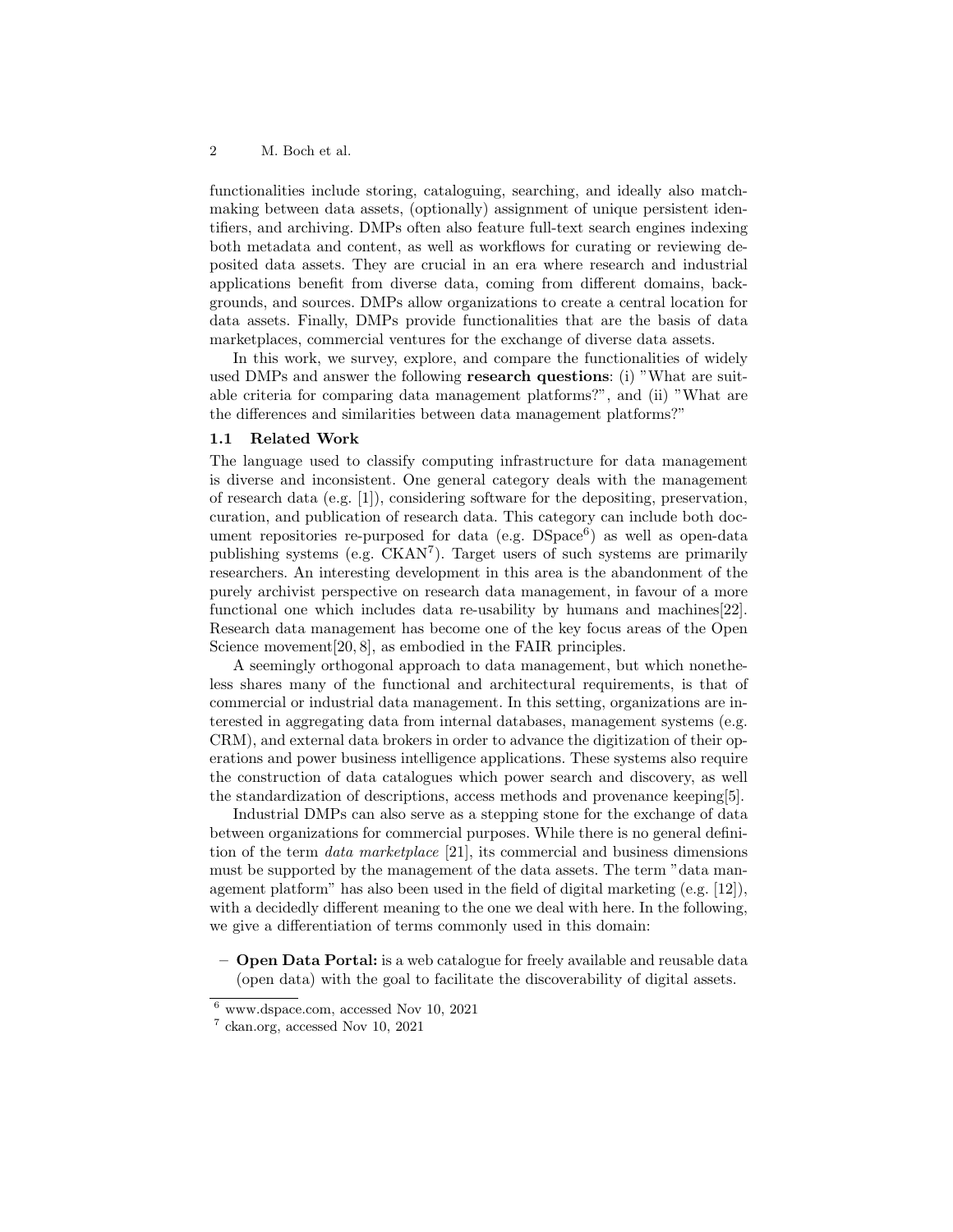functionalities include storing, cataloguing, searching, and ideally also matchmaking between data assets, (optionally) assignment of unique persistent identifiers, and archiving. DMPs often also feature full-text search engines indexing both metadata and content, as well as workflows for curating or reviewing deposited data assets. They are crucial in an era where research and industrial applications benefit from diverse data, coming from different domains, backgrounds, and sources. DMPs allow organizations to create a central location for data assets. Finally, DMPs provide functionalities that are the basis of data marketplaces, commercial ventures for the exchange of diverse data assets.

In this work, we survey, explore, and compare the functionalities of widely used DMPs and answer the following **research questions**: (i) "What are suitable criteria for comparing data management platforms?", and (ii) "What are the differences and similarities between data management platforms?"

### 1.1 Related Work

The language used to classify computing infrastructure for data management is diverse and inconsistent. One general category deals with the management of research data (e.g. [1]), considering software for the depositing, preservation, curation, and publication of research data. This category can include both document repositories re-purposed for data (e.g. DSpace[6]) as well as open-data publishing systems (e.g. CKAN[7]). Target users of such systems are primarily researchers. An interesting development in this area is the abandonment of the purely archivist perspective on research data management, in favour of a more functional one which includes data re-usability by humans and machines[22]. Research data management has become one of the key focus areas of the Open Science movement[20, 8], as embodied in the FAIR principles.

A seemingly orthogonal approach to data management, but which nonetheless shares many of the functional and architectural requirements, is that of commercial or industrial data management. In this setting, organizations are interested in aggregating data from internal databases, management systems (e.g. CRM), and external data brokers in order to advance the digitization of their operations and power business intelligence applications. These systems also require the construction of data catalogues which power search and discovery, as well the standardization of descriptions, access methods and provenance keeping[5].

Industrial DMPs can also serve as a stepping stone for the exchange of data between organizations for commercial purposes. While there is no general definition of the term *data marketplace* [21], its commercial and business dimensions must be supported by the management of the data assets. The term "data management platform" has also been used in the field of digital marketing (e.g. [12]), with a decidedly different meaning to the one we deal with here. In the following, we give a differentiation of terms commonly used in this domain:

- **Open Data Portal:** is a web catalogue for freely available and reusable data (open data) with the goal to facilitate the discoverability of digital assets.

[6] www.dspace.com, accessed Nov 10, 2021

[7] ckan.org, accessed Nov 10, 2021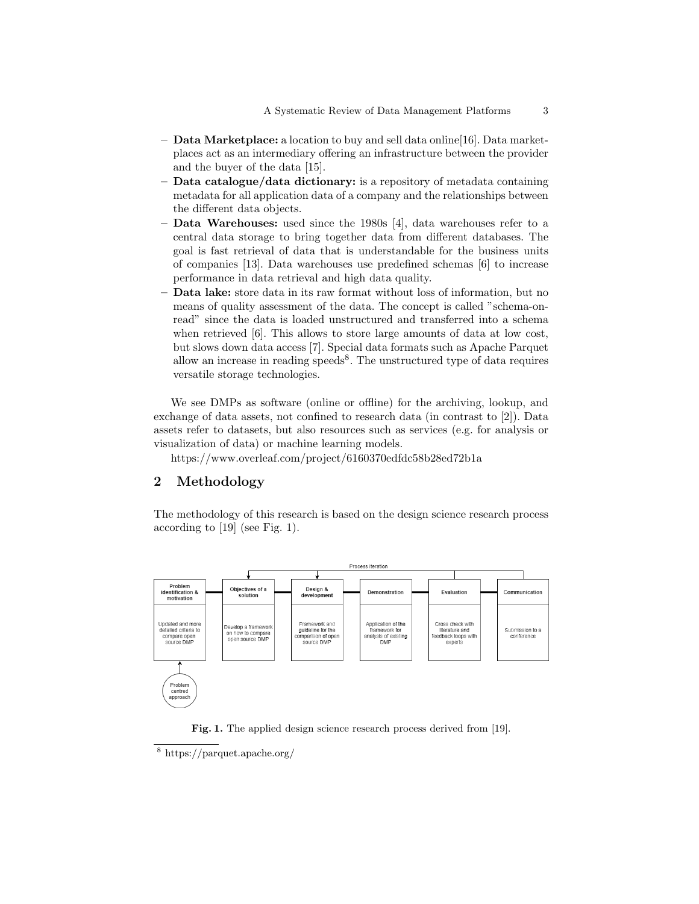- **Data Marketplace:** a location to buy and sell data online[16]. Data marketplaces act as an intermediary offering an infrastructure between the provider and the buyer of the data [15].
- **Data catalogue/data dictionary:** is a repository of metadata containing metadata for all application data of a company and the relationships between the different data objects.
- **Data Warehouses:** used since the 1980s [4], data warehouses refer to a central data storage to bring together data from different databases. The goal is fast retrieval of data that is understandable for the business units of companies [13]. Data warehouses use predefined schemas [6] to increase performance in data retrieval and high data quality.
- **Data lake:** store data in its raw format without loss of information, but no means of quality assessment of the data. The concept is called "schema-on-read" since the data is loaded unstructured and transferred into a schema when retrieved [6]. This allows to store large amounts of data at low cost, but slows down data access [7]. Special data formats such as Apache Parquet allow an increase in reading speeds[8]. The unstructured type of data requires versatile storage technologies.

We see DMPs as software (online or offline) for the archiving, lookup, and exchange of data assets, not confined to research data (in contrast to [2]). Data assets refer to datasets, but also resources such as services (e.g. for analysis or visualization of data) or machine learning models.

https://www.overleaf.com/project/6160370edfdc58b28ed72b1a

## 2 Methodology

The methodology of this research is based on the design science research process according to [19] (see Fig. 1).

Process iteration

| Problem identification & motivation | Objectives of a solution | Design & development | Demonstration | Evaluation | Communication |
| --- | --- | --- | --- | --- | --- |
| Updated and more detailed criteria to compare open source DMP | Develop a framework on how to compare open source DMP | Framework and guideline for the comparison of open source DMP | Application of the framework for analysis of existing DMP | Cross check with literature and feedback loops with experts | Submission to a conference |

Problem centred approach

**Fig. 1.** The applied design science research process derived from [19].

[8] https://parquet.apache.org/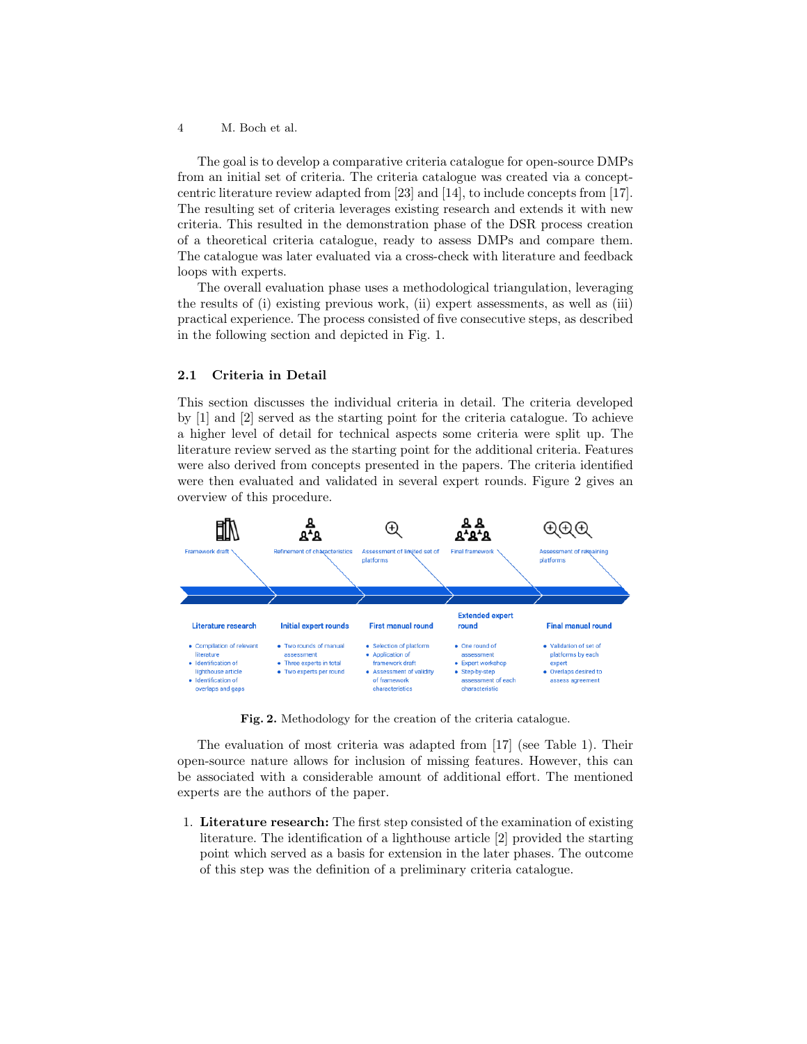The goal is to develop a comparative criteria catalogue for open-source DMPs from an initial set of criteria. The criteria catalogue was created via a concept-centric literature review adapted from [23] and [14], to include concepts from [17]. The resulting set of criteria leverages existing research and extends it with new criteria. This resulted in the demonstration phase of the DSR process creation of a theoretical criteria catalogue, ready to assess DMPs and compare them. The catalogue was later evaluated via a cross-check with literature and feedback loops with experts.

The overall evaluation phase uses a methodological triangulation, leveraging the results of (i) existing previous work, (ii) expert assessments, as well as (iii) practical experience. The process consisted of five consecutive steps, as described in the following section and depicted in Fig. 1.

### 2.1 Criteria in Detail

This section discusses the individual criteria in detail. The criteria developed by [1] and [2] served as the starting point for the criteria catalogue. To achieve a higher level of detail for technical aspects some criteria were split up. The literature review served as the starting point for the additional criteria. Features were also derived from concepts presented in the papers. The criteria identified were then evaluated and validated in several expert rounds. Figure 2 gives an overview of this procedure.

Framework draft | Refinement of characteristics | Assessment of limited set of platforms | Final framework | Assessment of remaining platforms

**Literature research**
- Compilation of relevant literature
- Identification of lighthouse article
- Identification of overlaps and gaps

**Initial expert rounds**
- Two rounds of manual assessment
- Three experts in total
- Two experts per round

**First manual round**
- Selection of platform
- Application of framework draft
- Assessment of validity of framework characteristics

**Extended expert round**
- One round of assessment
- Expert workshop
- Step-by-step assessment of each characteristic

**Final manual round**
- Validation of set of platforms by each expert
- Overlaps desired to assess agreement

**Fig. 2.** Methodology for the creation of the criteria catalogue.

The evaluation of most criteria was adapted from [17] (see Table 1). Their open-source nature allows for inclusion of missing features. However, this can be associated with a considerable amount of additional effort. The mentioned experts are the authors of the paper.

1. **Literature research:** The first step consisted of the examination of existing literature. The identification of a lighthouse article [2] provided the starting point which served as a basis for extension in the later phases. The outcome of this step was the definition of a preliminary criteria catalogue.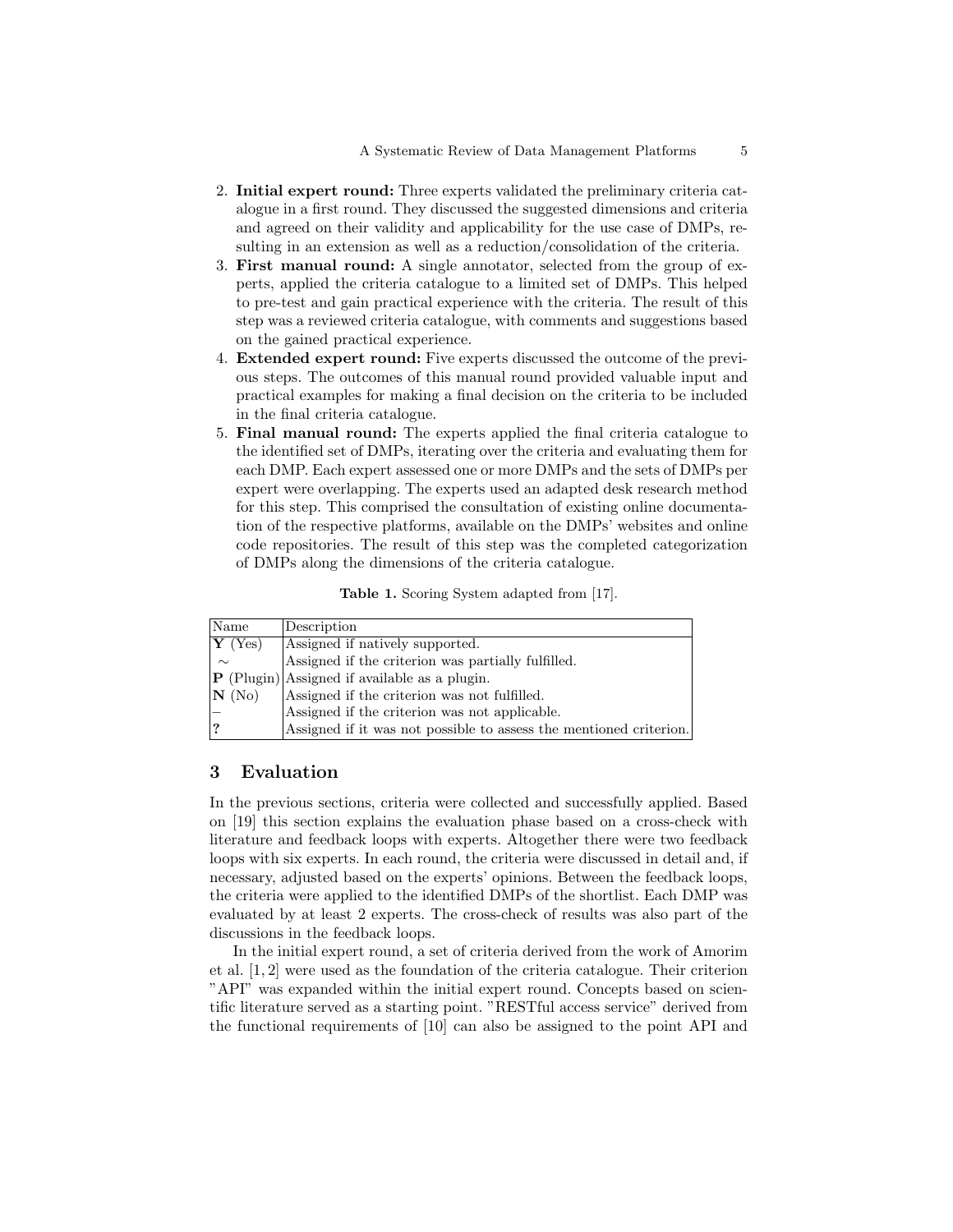2. **Initial expert round:** Three experts validated the preliminary criteria catalogue in a first round. They discussed the suggested dimensions and criteria and agreed on their validity and applicability for the use case of DMPs, resulting in an extension as well as a reduction/consolidation of the criteria.
3. **First manual round:** A single annotator, selected from the group of experts, applied the criteria catalogue to a limited set of DMPs. This helped to pre-test and gain practical experience with the criteria. The result of this step was a reviewed criteria catalogue, with comments and suggestions based on the gained practical experience.
4. **Extended expert round:** Five experts discussed the outcome of the previous steps. The outcomes of this manual round provided valuable input and practical examples for making a final decision on the criteria to be included in the final criteria catalogue.
5. **Final manual round:** The experts applied the final criteria catalogue to the identified set of DMPs, iterating over the criteria and evaluating them for each DMP. Each expert assessed one or more DMPs and the sets of DMPs per expert were overlapping. The experts used an adapted desk research method for this step. This comprised the consultation of existing online documentation of the respective platforms, available on the DMPs' websites and online code repositories. The result of this step was the completed categorization of DMPs along the dimensions of the criteria catalogue.

**Table 1.** Scoring System adapted from [17].

| Name | Description |
|---|---|
| **Y** (Yes) | Assigned if natively supported. |
| $\sim$ | Assigned if the criterion was partially fulfilled. |
| **P** (Plugin) | Assigned if available as a plugin. |
| **N** (No) | Assigned if the criterion was not fulfilled. |
| – | Assigned if the criterion was not applicable. |
| **?** | Assigned if it was not possible to assess the mentioned criterion. |

## 3 Evaluation

In the previous sections, criteria were collected and successfully applied. Based on [19] this section explains the evaluation phase based on a cross-check with literature and feedback loops with experts. Altogether there were two feedback loops with six experts. In each round, the criteria were discussed in detail and, if necessary, adjusted based on the experts' opinions. Between the feedback loops, the criteria were applied to the identified DMPs of the shortlist. Each DMP was evaluated by at least 2 experts. The cross-check of results was also part of the discussions in the feedback loops.

In the initial expert round, a set of criteria derived from the work of Amorim et al. [1, 2] were used as the foundation of the criteria catalogue. Their criterion "API" was expanded within the initial expert round. Concepts based on scientific literature served as a starting point. "RESTful access service" derived from the functional requirements of [10] can also be assigned to the point API and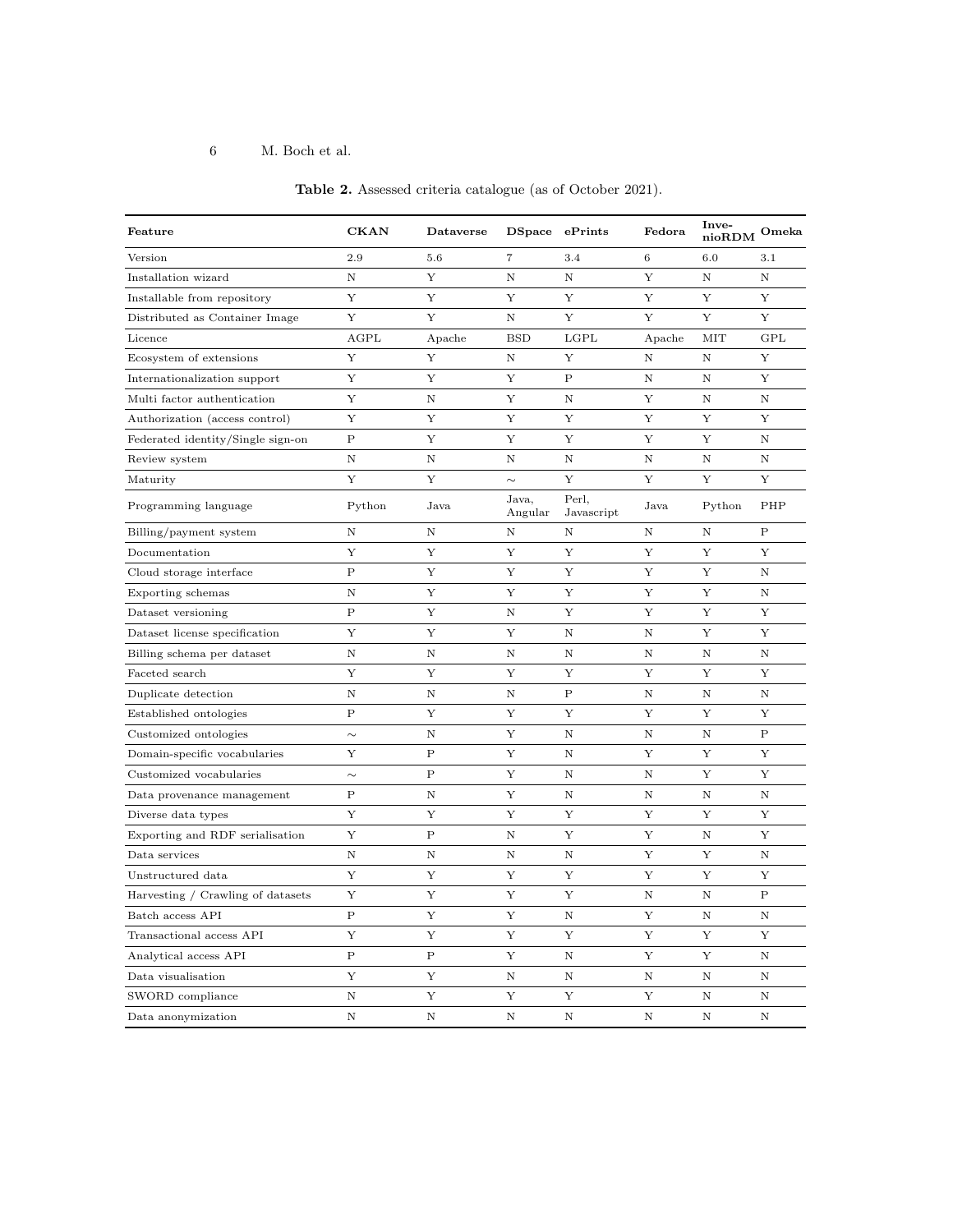**Table 2.** Assessed criteria catalogue (as of October 2021).

| Feature | CKAN | Dataverse | DSpace | ePrints | Fedora | InvenioRDM | Omeka |
|---|---|---|---|---|---|---|---|
| Version | 2.9 | 5.6 | 7 | 3.4 | 6 | 6.0 | 3.1 |
| Installation wizard | N | Y | N | N | Y | N | N |
| Installable from repository | Y | Y | Y | Y | Y | Y | Y |
| Distributed as Container Image | Y | Y | N | Y | Y | Y | Y |
| Licence | AGPL | Apache | BSD | LGPL | Apache | MIT | GPL |
| Ecosystem of extensions | Y | Y | N | Y | N | N | Y |
| Internationalization support | Y | Y | Y | P | N | N | Y |
| Multi factor authentication | Y | N | Y | N | Y | N | N |
| Authorization (access control) | Y | Y | Y | Y | Y | Y | Y |
| Federated identity/Single sign-on | P | Y | Y | Y | Y | Y | N |
| Review system | N | N | N | N | N | N | N |
| Maturity | Y | Y | ∼ | Y | Y | Y | Y |
| Programming language | Python | Java | Java, Angular | Perl, Javascript | Java | Python | PHP |
| Billing/payment system | N | N | N | N | N | N | P |
| Documentation | Y | Y | Y | Y | Y | Y | Y |
| Cloud storage interface | P | Y | Y | Y | Y | Y | N |
| Exporting schemas | N | Y | Y | Y | Y | Y | N |
| Dataset versioning | P | Y | N | Y | Y | Y | Y |
| Dataset license specification | Y | Y | Y | N | N | Y | Y |
| Billing schema per dataset | N | N | N | N | N | N | N |
| Faceted search | Y | Y | Y | Y | Y | Y | Y |
| Duplicate detection | N | N | N | P | N | N | N |
| Established ontologies | P | Y | Y | Y | Y | Y | Y |
| Customized ontologies | ∼ | N | Y | N | N | N | P |
| Domain-specific vocabularies | Y | P | Y | N | Y | Y | Y |
| Customized vocabularies | ∼ | P | Y | N | N | Y | Y |
| Data provenance management | P | N | Y | N | N | N | N |
| Diverse data types | Y | Y | Y | Y | Y | Y | Y |
| Exporting and RDF serialisation | Y | P | N | Y | Y | N | Y |
| Data services | N | N | N | N | Y | Y | N |
| Unstructured data | Y | Y | Y | Y | Y | Y | Y |
| Harvesting / Crawling of datasets | Y | Y | Y | Y | N | N | P |
| Batch access API | P | Y | Y | N | Y | N | N |
| Transactional access API | Y | Y | Y | Y | Y | Y | Y |
| Analytical access API | P | P | Y | N | Y | Y | N |
| Data visualisation | Y | Y | N | N | N | N | N |
| SWORD compliance | N | Y | Y | Y | Y | N | N |
| Data anonymization | N | N | N | N | N | N | N |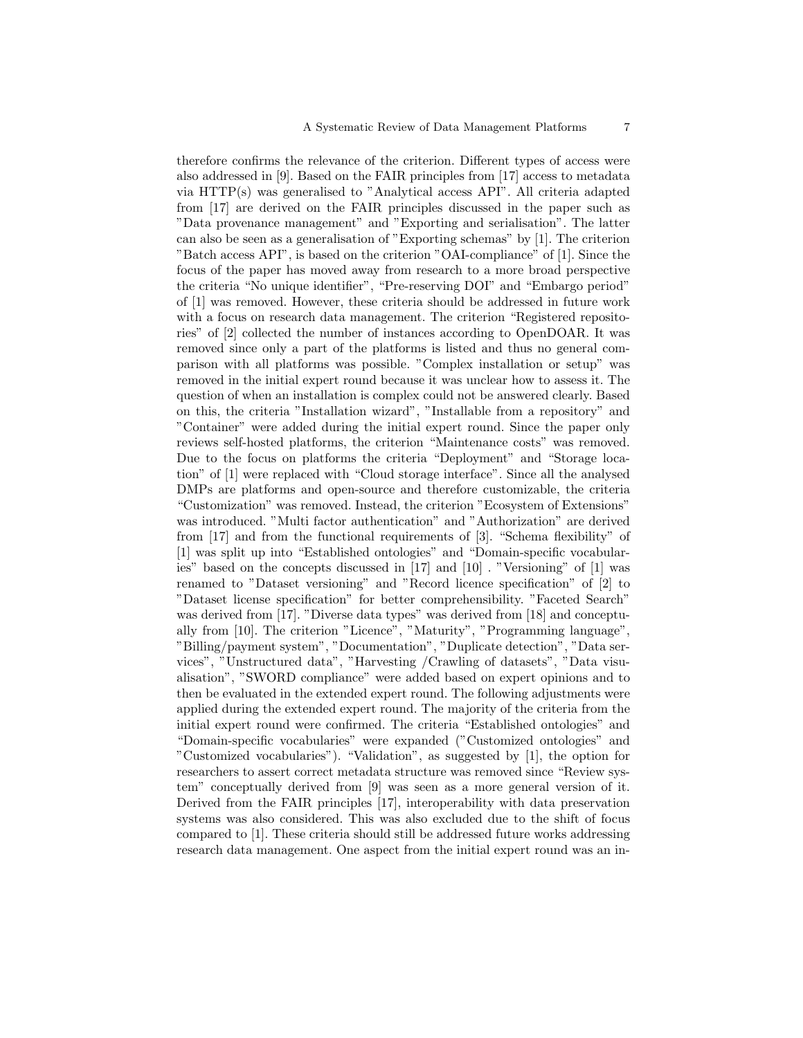therefore confirms the relevance of the criterion. Different types of access were also addressed in [9]. Based on the FAIR principles from [17] access to metadata via HTTP(s) was generalised to "Analytical access API". All criteria adapted from [17] are derived on the FAIR principles discussed in the paper such as "Data provenance management" and "Exporting and serialisation". The latter can also be seen as a generalisation of "Exporting schemas" by [1]. The criterion "Batch access API", is based on the criterion "OAI-compliance" of [1]. Since the focus of the paper has moved away from research to a more broad perspective the criteria "No unique identifier", "Pre-reserving DOI" and "Embargo period" of [1] was removed. However, these criteria should be addressed in future work with a focus on research data management. The criterion "Registered repositories" of [2] collected the number of instances according to OpenDOAR. It was removed since only a part of the platforms is listed and thus no general comparison with all platforms was possible. "Complex installation or setup" was removed in the initial expert round because it was unclear how to assess it. The question of when an installation is complex could not be answered clearly. Based on this, the criteria "Installation wizard", "Installable from a repository" and "Container" were added during the initial expert round. Since the paper only reviews self-hosted platforms, the criterion "Maintenance costs" was removed. Due to the focus on platforms the criteria "Deployment" and "Storage location" of [1] were replaced with "Cloud storage interface". Since all the analysed DMPs are platforms and open-source and therefore customizable, the criteria "Customization" was removed. Instead, the criterion "Ecosystem of Extensions" was introduced. "Multi factor authentication" and "Authorization" are derived from [17] and from the functional requirements of [3]. "Schema flexibility" of [1] was split up into "Established ontologies" and "Domain-specific vocabularies" based on the concepts discussed in [17] and [10] . "Versioning" of [1] was renamed to "Dataset versioning" and "Record licence specification" of [2] to "Dataset license specification" for better comprehensibility. "Faceted Search" was derived from [17]. "Diverse data types" was derived from [18] and conceptually from [10]. The criterion "Licence", "Maturity", "Programming language", "Billing/payment system", "Documentation", "Duplicate detection", "Data services", "Unstructured data", "Harvesting /Crawling of datasets", "Data visualisation", "SWORD compliance" were added based on expert opinions and to then be evaluated in the extended expert round. The following adjustments were applied during the extended expert round. The majority of the criteria from the initial expert round were confirmed. The criteria "Established ontologies" and "Domain-specific vocabularies" were expanded ("Customized ontologies" and "Customized vocabularies"). "Validation", as suggested by [1], the option for researchers to assert correct metadata structure was removed since "Review system" conceptually derived from [9] was seen as a more general version of it. Derived from the FAIR principles [17], interoperability with data preservation systems was also considered. This was also excluded due to the shift of focus compared to [1]. These criteria should still be addressed future works addressing research data management. One aspect from the initial expert round was an in-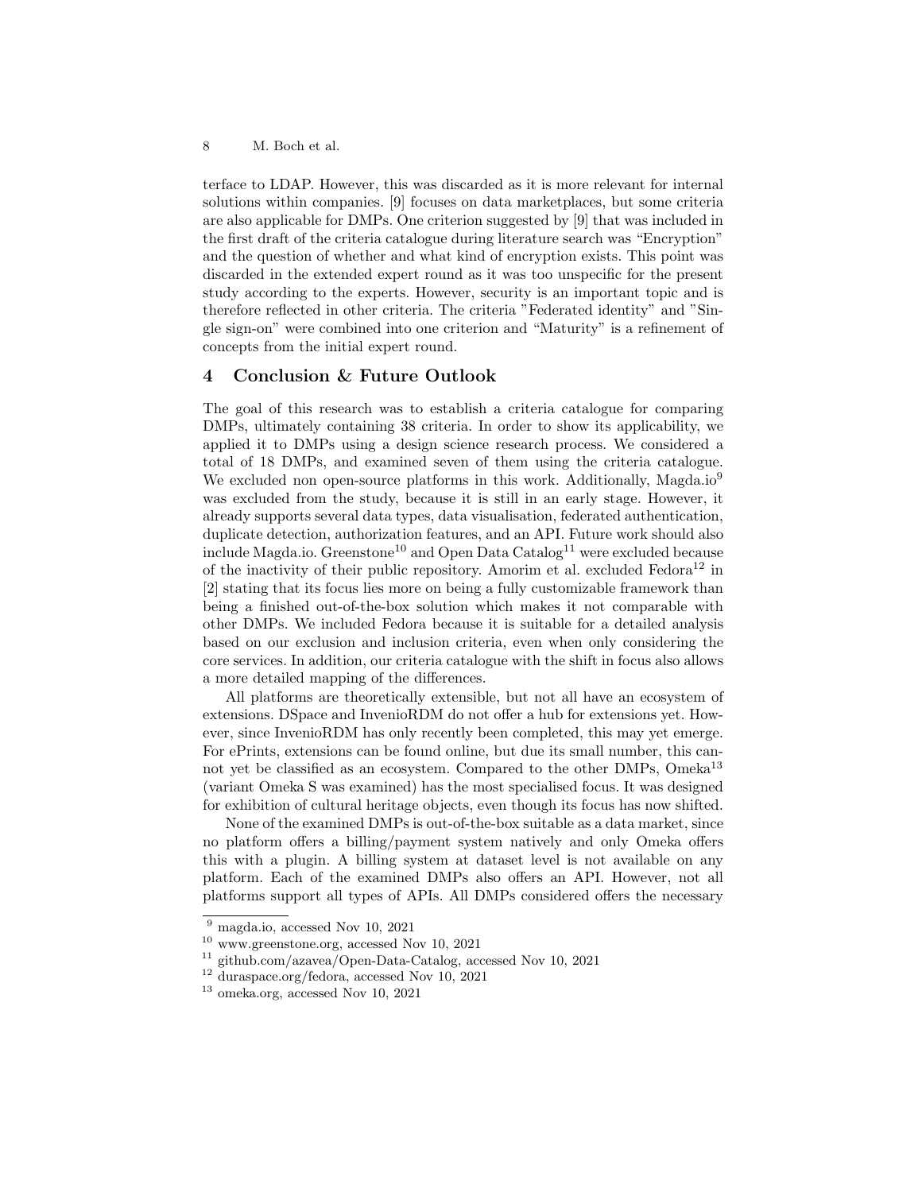terface to LDAP. However, this was discarded as it is more relevant for internal solutions within companies. [9] focuses on data marketplaces, but some criteria are also applicable for DMPs. One criterion suggested by [9] that was included in the first draft of the criteria catalogue during literature search was "Encryption" and the question of whether and what kind of encryption exists. This point was discarded in the extended expert round as it was too unspecific for the present study according to the experts. However, security is an important topic and is therefore reflected in other criteria. The criteria "Federated identity" and "Single sign-on" were combined into one criterion and "Maturity" is a refinement of concepts from the initial expert round.

## 4 Conclusion & Future Outlook

The goal of this research was to establish a criteria catalogue for comparing DMPs, ultimately containing 38 criteria. In order to show its applicability, we applied it to DMPs using a design science research process. We considered a total of 18 DMPs, and examined seven of them using the criteria catalogue. We excluded non open-source platforms in this work. Additionally, Magda.io[9] was excluded from the study, because it is still in an early stage. However, it already supports several data types, data visualisation, federated authentication, duplicate detection, authorization features, and an API. Future work should also include Magda.io. Greenstone[10] and Open Data Catalog[11] were excluded because of the inactivity of their public repository. Amorim et al. excluded Fedora[12] in [2] stating that its focus lies more on being a fully customizable framework than being a finished out-of-the-box solution which makes it not comparable with other DMPs. We included Fedora because it is suitable for a detailed analysis based on our exclusion and inclusion criteria, even when only considering the core services. In addition, our criteria catalogue with the shift in focus also allows a more detailed mapping of the differences.

All platforms are theoretically extensible, but not all have an ecosystem of extensions. DSpace and InvenioRDM do not offer a hub for extensions yet. However, since InvenioRDM has only recently been completed, this may yet emerge. For ePrints, extensions can be found online, but due its small number, this cannot yet be classified as an ecosystem. Compared to the other DMPs, Omeka[13] (variant Omeka S was examined) has the most specialised focus. It was designed for exhibition of cultural heritage objects, even though its focus has now shifted.

None of the examined DMPs is out-of-the-box suitable as a data market, since no platform offers a billing/payment system natively and only Omeka offers this with a plugin. A billing system at dataset level is not available on any platform. Each of the examined DMPs also offers an API. However, not all platforms support all types of APIs. All DMPs considered offers the necessary

---

[9] magda.io, accessed Nov 10, 2021

[10] www.greenstone.org, accessed Nov 10, 2021

[11] github.com/azavea/Open-Data-Catalog, accessed Nov 10, 2021

[12] duraspace.org/fedora, accessed Nov 10, 2021

[13] omeka.org, accessed Nov 10, 2021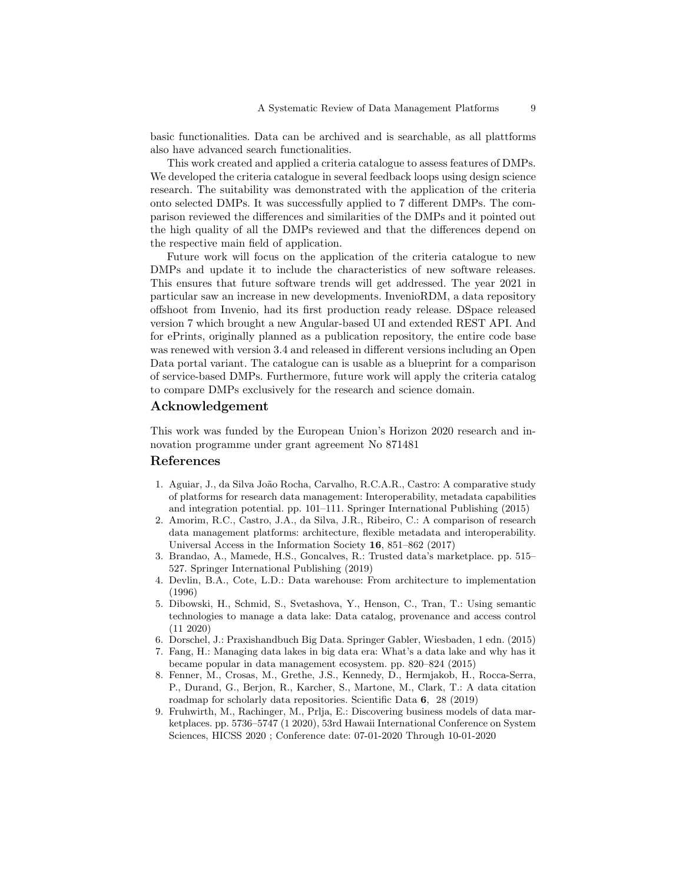basic functionalities. Data can be archived and is searchable, as all plattforms also have advanced search functionalities.

This work created and applied a criteria catalogue to assess features of DMPs. We developed the criteria catalogue in several feedback loops using design science research. The suitability was demonstrated with the application of the criteria onto selected DMPs. It was successfully applied to 7 different DMPs. The comparison reviewed the differences and similarities of the DMPs and it pointed out the high quality of all the DMPs reviewed and that the differences depend on the respective main field of application.

Future work will focus on the application of the criteria catalogue to new DMPs and update it to include the characteristics of new software releases. This ensures that future software trends will get addressed. The year 2021 in particular saw an increase in new developments. InvenioRDM, a data repository offshoot from Invenio, had its first production ready release. DSpace released version 7 which brought a new Angular-based UI and extended REST API. And for ePrints, originally planned as a publication repository, the entire code base was renewed with version 3.4 and released in different versions including an Open Data portal variant. The catalogue can is usable as a blueprint for a comparison of service-based DMPs. Furthermore, future work will apply the criteria catalog to compare DMPs exclusively for the research and science domain.

## Acknowledgement

This work was funded by the European Union's Horizon 2020 research and innovation programme under grant agreement No 871481

## References

1. Aguiar, J., da Silva João Rocha, Carvalho, R.C.A.R., Castro: A comparative study of platforms for research data management: Interoperability, metadata capabilities and integration potential. pp. 101–111. Springer International Publishing (2015)
2. Amorim, R.C., Castro, J.A., da Silva, J.R., Ribeiro, C.: A comparison of research data management platforms: architecture, flexible metadata and interoperability. Universal Access in the Information Society **16**, 851–862 (2017)
3. Brandao, A., Mamede, H.S., Goncalves, R.: Trusted data's marketplace. pp. 515–527. Springer International Publishing (2019)
4. Devlin, B.A., Cote, L.D.: Data warehouse: From architecture to implementation (1996)
5. Dibowski, H., Schmid, S., Svetashova, Y., Henson, C., Tran, T.: Using semantic technologies to manage a data lake: Data catalog, provenance and access control (11 2020)
6. Dorschel, J.: Praxishandbuch Big Data. Springer Gabler, Wiesbaden, 1 edn. (2015)
7. Fang, H.: Managing data lakes in big data era: What's a data lake and why has it became popular in data management ecosystem. pp. 820–824 (2015)
8. Fenner, M., Crosas, M., Grethe, J.S., Kennedy, D., Hermjakob, H., Rocca-Serra, P., Durand, G., Berjon, R., Karcher, S., Martone, M., Clark, T.: A data citation roadmap for scholarly data repositories. Scientific Data **6**, 28 (2019)
9. Fruhwirth, M., Rachinger, M., Prlja, E.: Discovering business models of data marketplaces. pp. 5736–5747 (1 2020), 53rd Hawaii International Conference on System Sciences, HICSS 2020 ; Conference date: 07-01-2020 Through 10-01-2020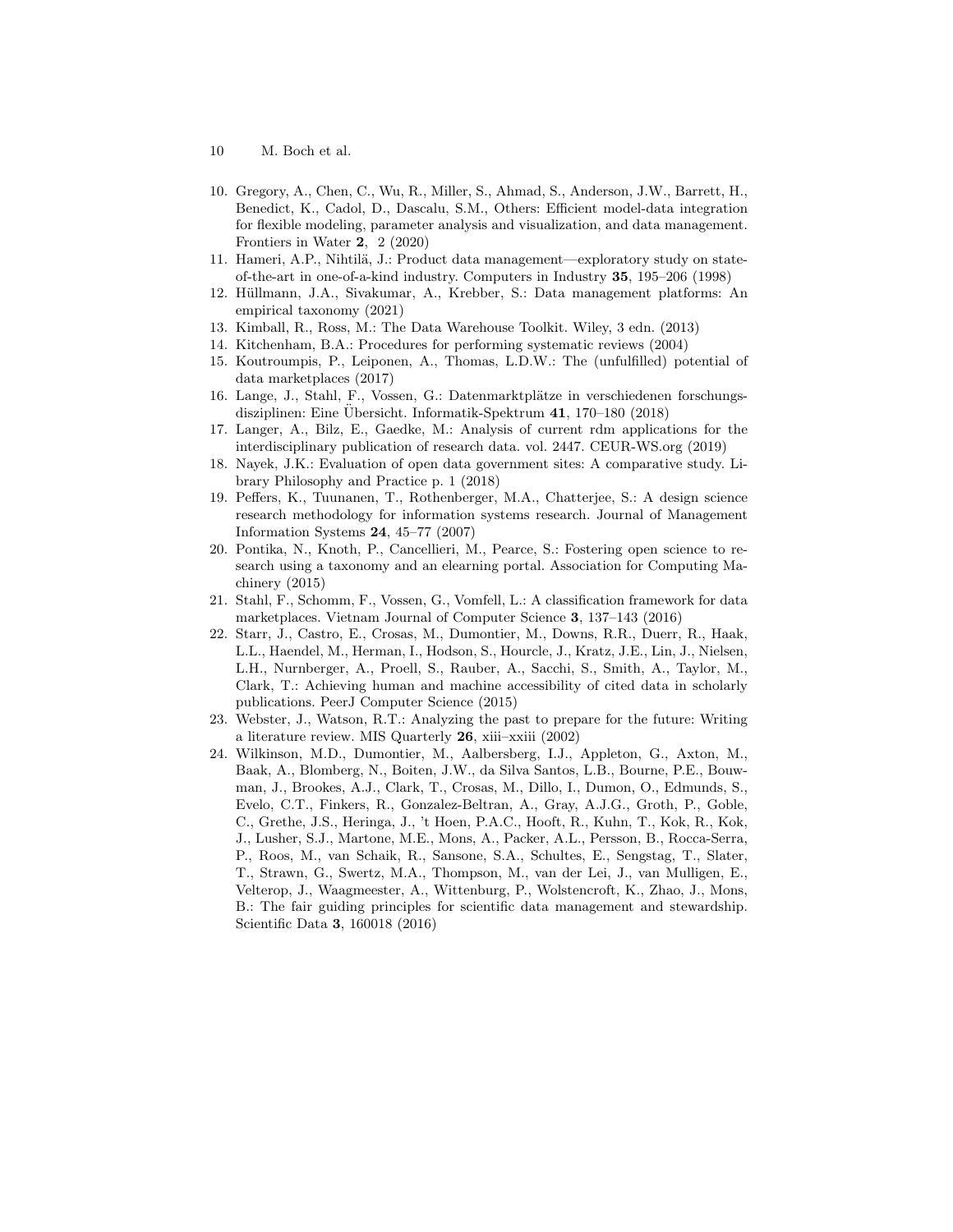10. Gregory, A., Chen, C., Wu, R., Miller, S., Ahmad, S., Anderson, J.W., Barrett, H., Benedict, K., Cadol, D., Dascalu, S.M., Others: Efficient model-data integration for flexible modeling, parameter analysis and visualization, and data management. Frontiers in Water **2**, 2 (2020)
11. Hameri, A.P., Nihtilä, J.: Product data management—exploratory study on state-of-the-art in one-of-a-kind industry. Computers in Industry **35**, 195–206 (1998)
12. Hüllmann, J.A., Sivakumar, A., Krebber, S.: Data management platforms: An empirical taxonomy (2021)
13. Kimball, R., Ross, M.: The Data Warehouse Toolkit. Wiley, 3 edn. (2013)
14. Kitchenham, B.A.: Procedures for performing systematic reviews (2004)
15. Koutroumpis, P., Leiponen, A., Thomas, L.D.W.: The (unfulfilled) potential of data marketplaces (2017)
16. Lange, J., Stahl, F., Vossen, G.: Datenmarktplätze in verschiedenen forschungsdisziplinen: Eine Übersicht. Informatik-Spektrum **41**, 170–180 (2018)
17. Langer, A., Bilz, E., Gaedke, M.: Analysis of current rdm applications for the interdisciplinary publication of research data. vol. 2447. CEUR-WS.org (2019)
18. Nayek, J.K.: Evaluation of open data government sites: A comparative study. Library Philosophy and Practice p. 1 (2018)
19. Peffers, K., Tuunanen, T., Rothenberger, M.A., Chatterjee, S.: A design science research methodology for information systems research. Journal of Management Information Systems **24**, 45–77 (2007)
20. Pontika, N., Knoth, P., Cancellieri, M., Pearce, S.: Fostering open science to research using a taxonomy and an elearning portal. Association for Computing Machinery (2015)
21. Stahl, F., Schomm, F., Vossen, G., Vomfell, L.: A classification framework for data marketplaces. Vietnam Journal of Computer Science **3**, 137–143 (2016)
22. Starr, J., Castro, E., Crosas, M., Dumontier, M., Downs, R.R., Duerr, R., Haak, L.L., Haendel, M., Herman, I., Hodson, S., Hourcle, J., Kratz, J.E., Lin, J., Nielsen, L.H., Nurnberger, A., Proell, S., Rauber, A., Sacchi, S., Smith, A., Taylor, M., Clark, T.: Achieving human and machine accessibility of cited data in scholarly publications. PeerJ Computer Science (2015)
23. Webster, J., Watson, R.T.: Analyzing the past to prepare for the future: Writing a literature review. MIS Quarterly **26**, xiii–xxiii (2002)
24. Wilkinson, M.D., Dumontier, M., Aalbersberg, I.J., Appleton, G., Axton, M., Baak, A., Blomberg, N., Boiten, J.W., da Silva Santos, L.B., Bourne, P.E., Bouwman, J., Brookes, A.J., Clark, T., Crosas, M., Dillo, I., Dumon, O., Edmunds, S., Evelo, C.T., Finkers, R., Gonzalez-Beltran, A., Gray, A.J.G., Groth, P., Goble, C., Grethe, J.S., Heringa, J., 't Hoen, P.A.C., Hooft, R., Kuhn, T., Kok, R., Kok, J., Lusher, S.J., Martone, M.E., Mons, A., Packer, A.L., Persson, B., Rocca-Serra, P., Roos, M., van Schaik, R., Sansone, S.A., Schultes, E., Sengstag, T., Slater, T., Strawn, G., Swertz, M.A., Thompson, M., van der Lei, J., van Mulligen, E., Velterop, J., Waagmeester, A., Wittenburg, P., Wolstencroft, K., Zhao, J., Mons, B.: The fair guiding principles for scientific data management and stewardship. Scientific Data **3**, 160018 (2016)